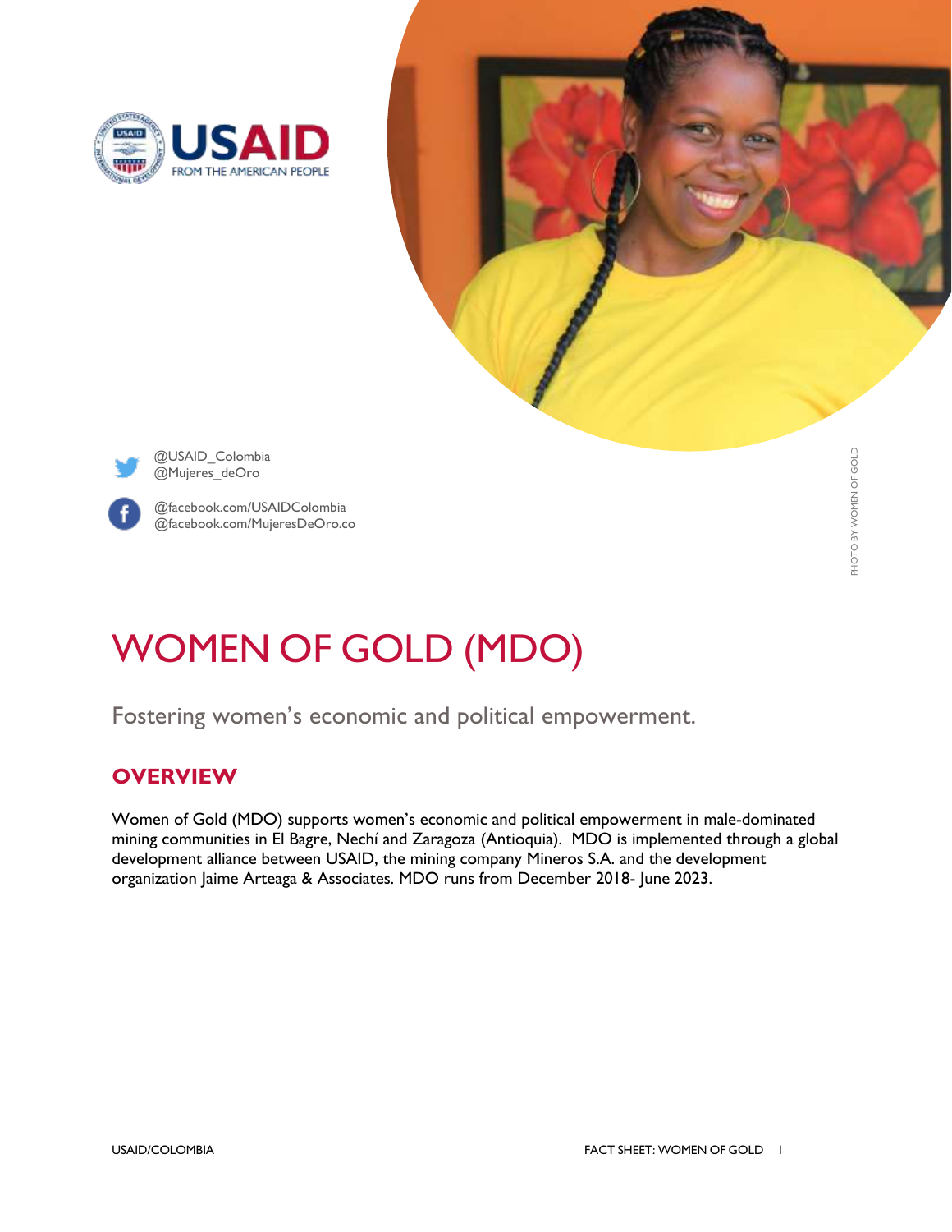@USAID_Colombia
@Mujeres_deOro

@facebook.com/USAIDColombia
@facebook.com/MujeresDeOro.co

PHOTO BY WOMEN OF GOLD

# WOMEN OF GOLD (MDO)

Fostering women's economic and political empowerment.

## OVERVIEW

Women of Gold (MDO) supports women's economic and political empowerment in male-dominated mining communities in El Bagre, Nechí and Zaragoza (Antioquia). MDO is implemented through a global development alliance between USAID, the mining company Mineros S.A. and the development organization Jaime Arteaga & Associates. MDO runs from December 2018- June 2023.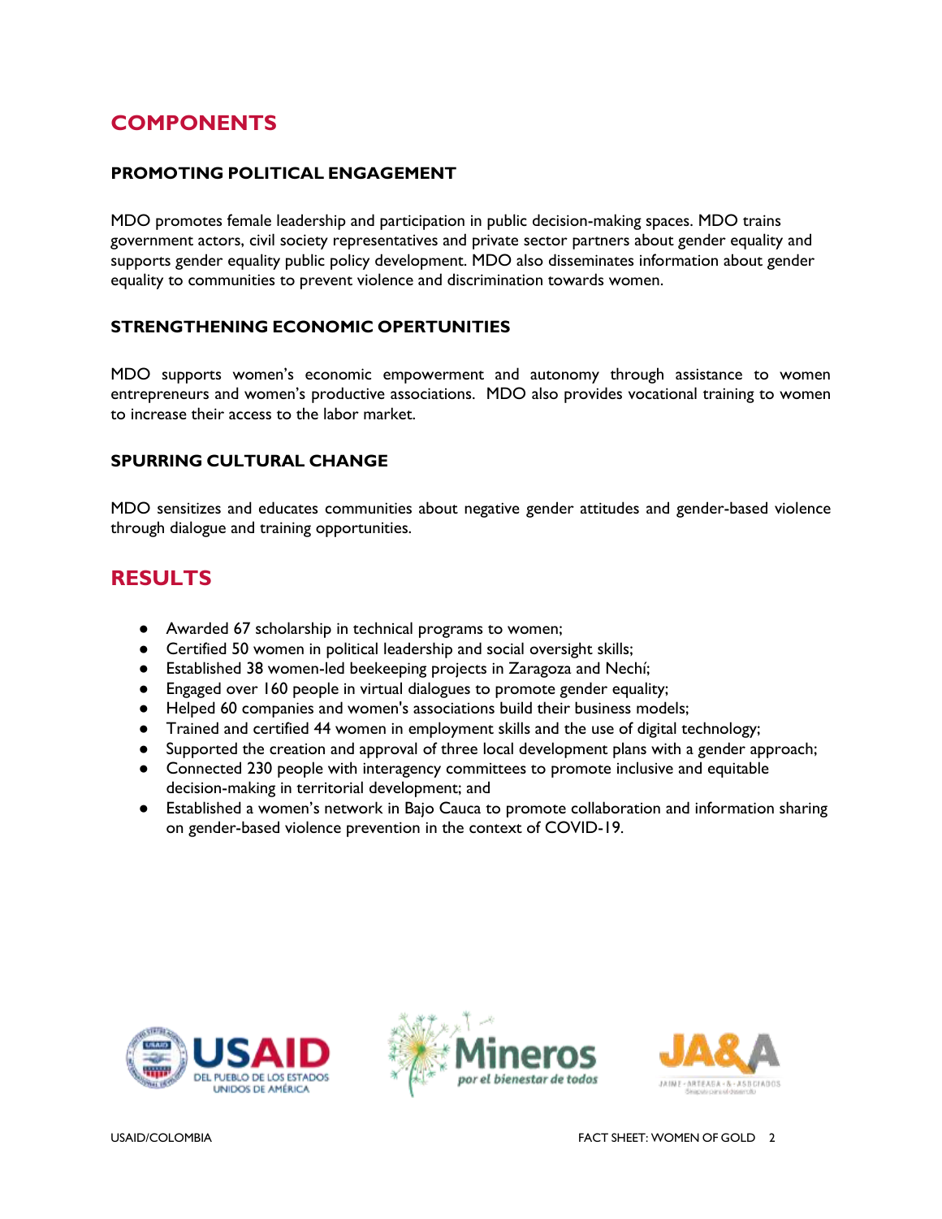## COMPONENTS

### PROMOTING POLITICAL ENGAGEMENT

MDO promotes female leadership and participation in public decision-making spaces. MDO trains government actors, civil society representatives and private sector partners about gender equality and supports gender equality public policy development. MDO also disseminates information about gender equality to communities to prevent violence and discrimination towards women.

### STRENGTHENING ECONOMIC OPERTUNITIES

MDO supports women's economic empowerment and autonomy through assistance to women entrepreneurs and women's productive associations. MDO also provides vocational training to women to increase their access to the labor market.

### SPURRING CULTURAL CHANGE

MDO sensitizes and educates communities about negative gender attitudes and gender-based violence through dialogue and training opportunities.

## RESULTS

- Awarded 67 scholarship in technical programs to women;
- Certified 50 women in political leadership and social oversight skills;
- Established 38 women-led beekeeping projects in Zaragoza and Nechí;
- Engaged over 160 people in virtual dialogues to promote gender equality;
- Helped 60 companies and women's associations build their business models;
- Trained and certified 44 women in employment skills and the use of digital technology;
- Supported the creation and approval of three local development plans with a gender approach;
- Connected 230 people with interagency committees to promote inclusive and equitable decision-making in territorial development; and
- Established a women's network in Bajo Cauca to promote collaboration and information sharing on gender-based violence prevention in the context of COVID-19.

USAID DEL PUEBLO DE LOS ESTADOS UNIDOS DE AMÉRICA

Mineros *por el bienestar de todos*

JA&A JAIME ARTEAGA & ASOCIADOS